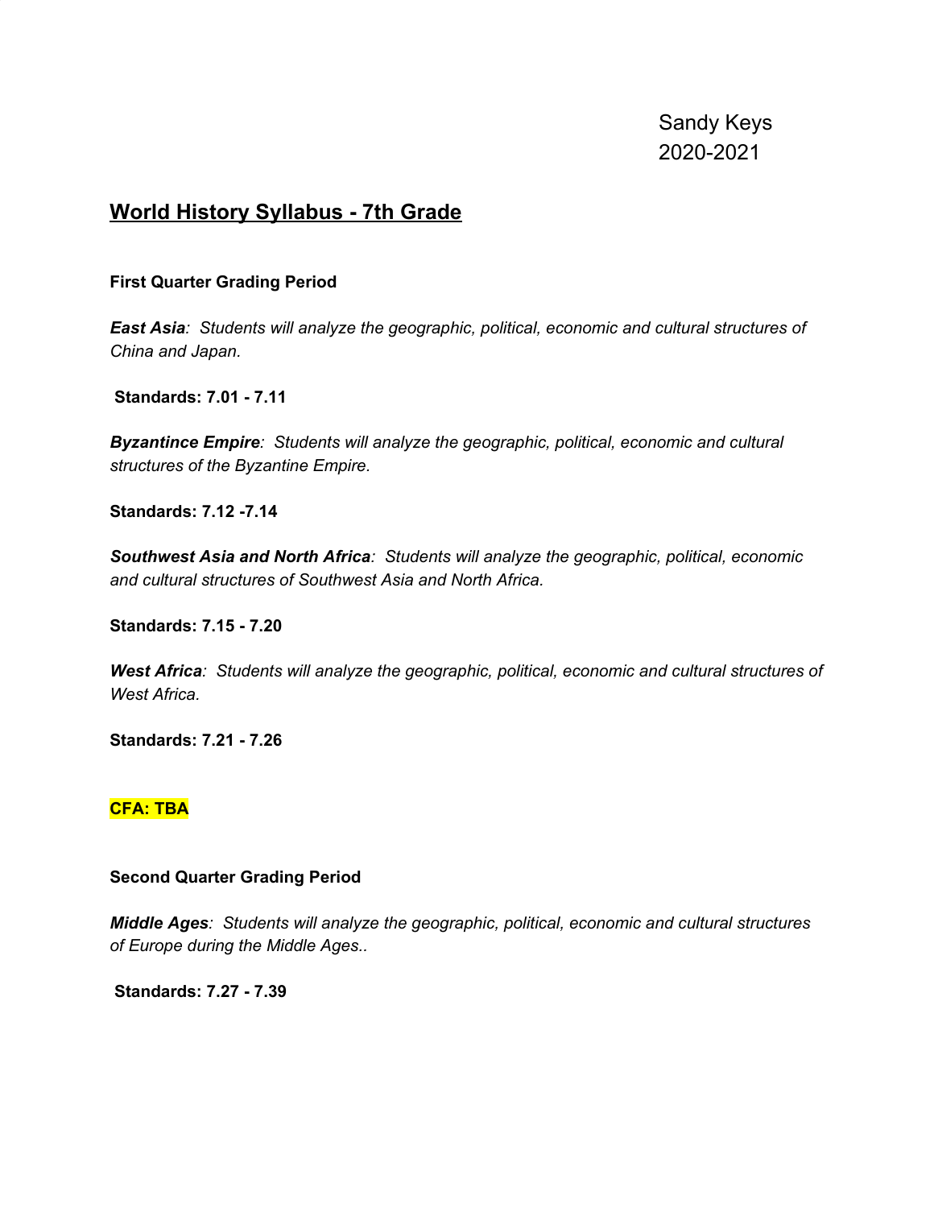Sandy Keys
2020-2021

# World History Syllabus - 7th Grade

**First Quarter Grading Period**

***East Asia****: Students will analyze the geographic, political, economic and cultural structures of China and Japan.*

**Standards: 7.01 - 7.11**

***Byzantince Empire****: Students will analyze the geographic, political, economic and cultural structures of the Byzantine Empire.*

**Standards: 7.12 -7.14**

***Southwest Asia and North Africa****: Students will analyze the geographic, political, economic and cultural structures of Southwest Asia and North Africa.*

**Standards: 7.15 - 7.20**

***West Africa****: Students will analyze the geographic, political, economic and cultural structures of West Africa.*

**Standards: 7.21 - 7.26**

**CFA: TBA**

**Second Quarter Grading Period**

***Middle Ages****: Students will analyze the geographic, political, economic and cultural structures of Europe during the Middle Ages..*

**Standards: 7.27 - 7.39**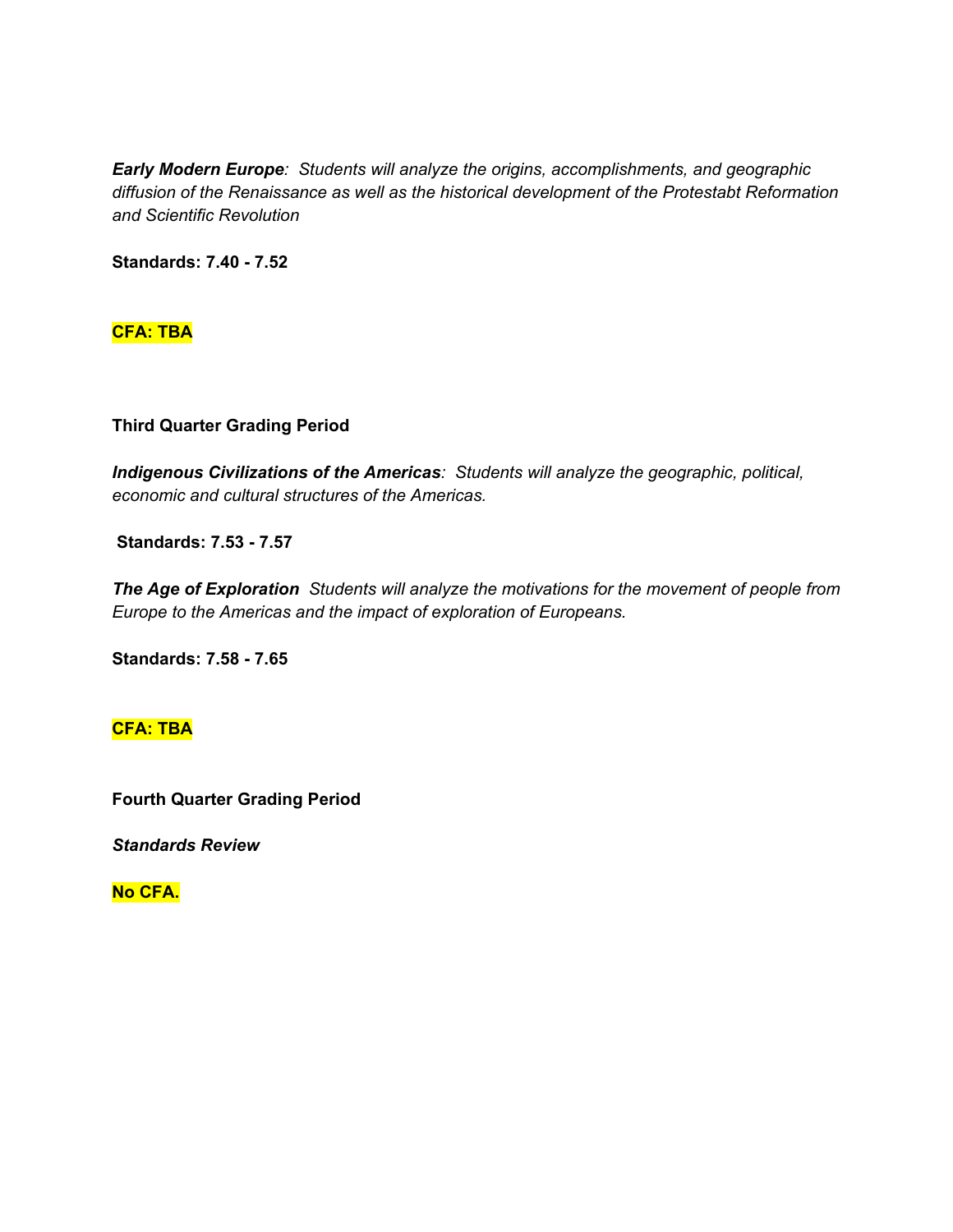***Early Modern Europe****:  Students will analyze the origins, accomplishments, and geographic diffusion of the Renaissance as well as the historical development of the Protestabt Reformation and Scientific Revolution*

**Standards: 7.40 - 7.52**

**CFA: TBA**

**Third Quarter Grading Period**

***Indigenous Civilizations of the Americas****:  Students will analyze the geographic, political, economic and cultural structures of the Americas.*

**Standards: 7.53 - 7.57**

***The Age of Exploration***  *Students will analyze the motivations for the movement of people from Europe to the Americas and the impact of exploration of Europeans.*

**Standards: 7.58 - 7.65**

**CFA: TBA**

**Fourth Quarter Grading Period**

***Standards Review***

**No CFA.**